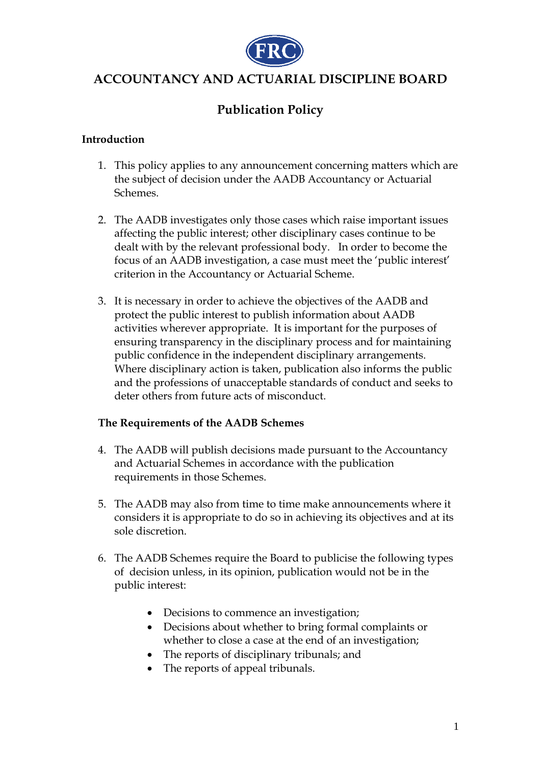FRC

# ACCOUNTANCY AND ACTUARIAL DISCIPLINE BOARD

## Publication Policy

### Introduction

1. This policy applies to any announcement concerning matters which are the subject of decision under the AADB Accountancy or Actuarial Schemes.

2. The AADB investigates only those cases which raise important issues affecting the public interest; other disciplinary cases continue to be dealt with by the relevant professional body. In order to become the focus of an AADB investigation, a case must meet the 'public interest' criterion in the Accountancy or Actuarial Scheme.

3. It is necessary in order to achieve the objectives of the AADB and protect the public interest to publish information about AADB activities wherever appropriate. It is important for the purposes of ensuring transparency in the disciplinary process and for maintaining public confidence in the independent disciplinary arrangements. Where disciplinary action is taken, publication also informs the public and the professions of unacceptable standards of conduct and seeks to deter others from future acts of misconduct.

### The Requirements of the AADB Schemes

4. The AADB will publish decisions made pursuant to the Accountancy and Actuarial Schemes in accordance with the publication requirements in those Schemes.

5. The AADB may also from time to time make announcements where it considers it is appropriate to do so in achieving its objectives and at its sole discretion.

6. The AADB Schemes require the Board to publicise the following types of decision unless, in its opinion, publication would not be in the public interest:

    - Decisions to commence an investigation;
    - Decisions about whether to bring formal complaints or whether to close a case at the end of an investigation;
    - The reports of disciplinary tribunals; and
    - The reports of appeal tribunals.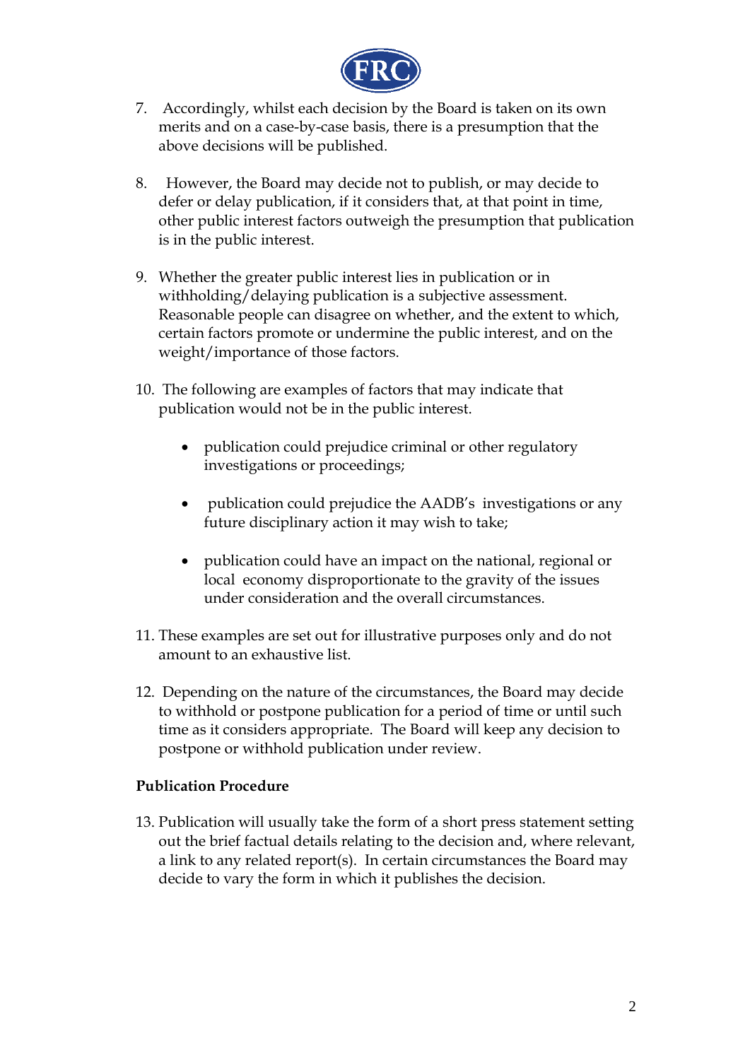7. Accordingly, whilst each decision by the Board is taken on its own merits and on a case-by-case basis, there is a presumption that the above decisions will be published.

8. However, the Board may decide not to publish, or may decide to defer or delay publication, if it considers that, at that point in time, other public interest factors outweigh the presumption that publication is in the public interest.

9. Whether the greater public interest lies in publication or in withholding/delaying publication is a subjective assessment. Reasonable people can disagree on whether, and the extent to which, certain factors promote or undermine the public interest, and on the weight/importance of those factors.

10. The following are examples of factors that may indicate that publication would not be in the public interest.

    - publication could prejudice criminal or other regulatory investigations or proceedings;

    - publication could prejudice the AADB's investigations or any future disciplinary action it may wish to take;

    - publication could have an impact on the national, regional or local economy disproportionate to the gravity of the issues under consideration and the overall circumstances.

11. These examples are set out for illustrative purposes only and do not amount to an exhaustive list.

12. Depending on the nature of the circumstances, the Board may decide to withhold or postpone publication for a period of time or until such time as it considers appropriate. The Board will keep any decision to postpone or withhold publication under review.

**Publication Procedure**

13. Publication will usually take the form of a short press statement setting out the brief factual details relating to the decision and, where relevant, a link to any related report(s). In certain circumstances the Board may decide to vary the form in which it publishes the decision.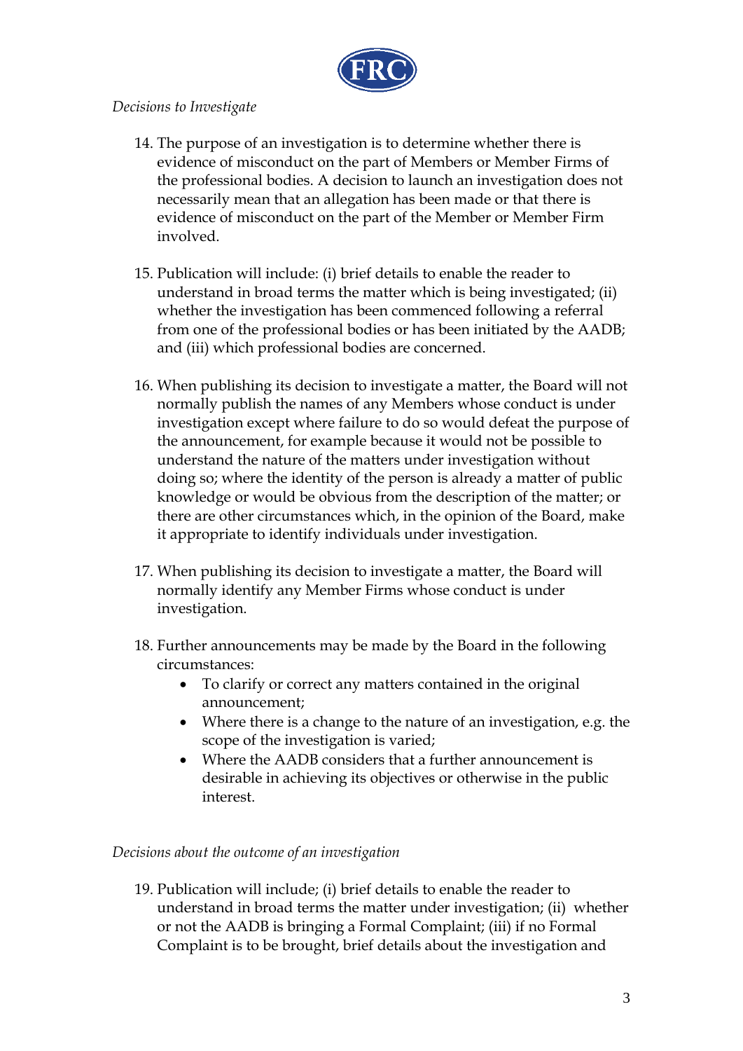*Decisions to Investigate*

14. The purpose of an investigation is to determine whether there is evidence of misconduct on the part of Members or Member Firms of the professional bodies. A decision to launch an investigation does not necessarily mean that an allegation has been made or that there is evidence of misconduct on the part of the Member or Member Firm involved.

15. Publication will include: (i) brief details to enable the reader to understand in broad terms the matter which is being investigated; (ii) whether the investigation has been commenced following a referral from one of the professional bodies or has been initiated by the AADB; and (iii) which professional bodies are concerned.

16. When publishing its decision to investigate a matter, the Board will not normally publish the names of any Members whose conduct is under investigation except where failure to do so would defeat the purpose of the announcement, for example because it would not be possible to understand the nature of the matters under investigation without doing so; where the identity of the person is already a matter of public knowledge or would be obvious from the description of the matter; or there are other circumstances which, in the opinion of the Board, make it appropriate to identify individuals under investigation.

17. When publishing its decision to investigate a matter, the Board will normally identify any Member Firms whose conduct is under investigation.

18. Further announcements may be made by the Board in the following circumstances:
    - To clarify or correct any matters contained in the original announcement;
    - Where there is a change to the nature of an investigation, e.g. the scope of the investigation is varied;
    - Where the AADB considers that a further announcement is desirable in achieving its objectives or otherwise in the public interest.

*Decisions about the outcome of an investigation*

19. Publication will include; (i) brief details to enable the reader to understand in broad terms the matter under investigation; (ii) whether or not the AADB is bringing a Formal Complaint; (iii) if no Formal Complaint is to be brought, brief details about the investigation and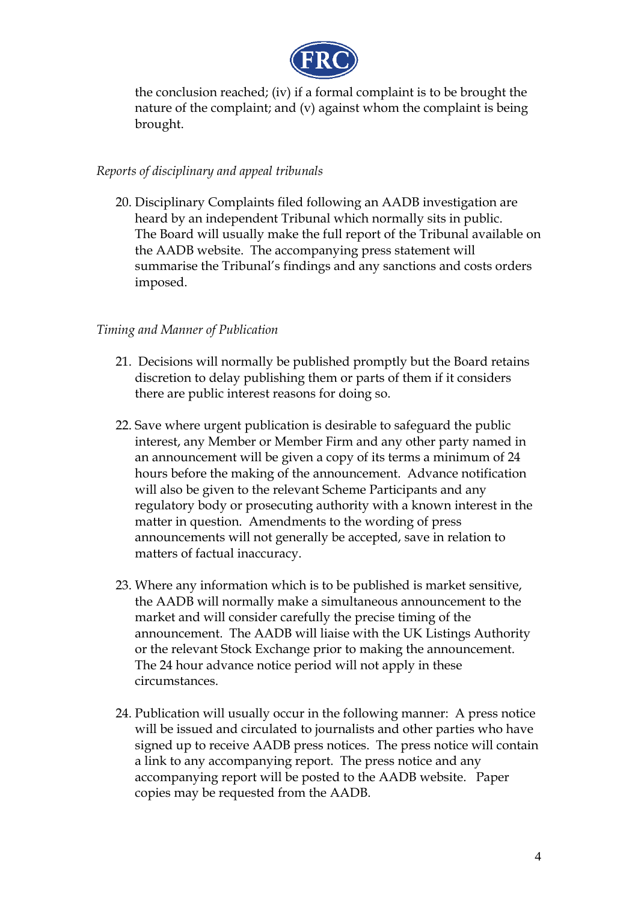the conclusion reached; (iv) if a formal complaint is to be brought the nature of the complaint; and (v) against whom the complaint is being brought.

*Reports of disciplinary and appeal tribunals*

20. Disciplinary Complaints filed following an AADB investigation are heard by an independent Tribunal which normally sits in public. The Board will usually make the full report of the Tribunal available on the AADB website. The accompanying press statement will summarise the Tribunal's findings and any sanctions and costs orders imposed.

*Timing and Manner of Publication*

21. Decisions will normally be published promptly but the Board retains discretion to delay publishing them or parts of them if it considers there are public interest reasons for doing so.

22. Save where urgent publication is desirable to safeguard the public interest, any Member or Member Firm and any other party named in an announcement will be given a copy of its terms a minimum of 24 hours before the making of the announcement. Advance notification will also be given to the relevant Scheme Participants and any regulatory body or prosecuting authority with a known interest in the matter in question. Amendments to the wording of press announcements will not generally be accepted, save in relation to matters of factual inaccuracy.

23. Where any information which is to be published is market sensitive, the AADB will normally make a simultaneous announcement to the market and will consider carefully the precise timing of the announcement. The AADB will liaise with the UK Listings Authority or the relevant Stock Exchange prior to making the announcement. The 24 hour advance notice period will not apply in these circumstances.

24. Publication will usually occur in the following manner: A press notice will be issued and circulated to journalists and other parties who have signed up to receive AADB press notices. The press notice will contain a link to any accompanying report. The press notice and any accompanying report will be posted to the AADB website. Paper copies may be requested from the AADB.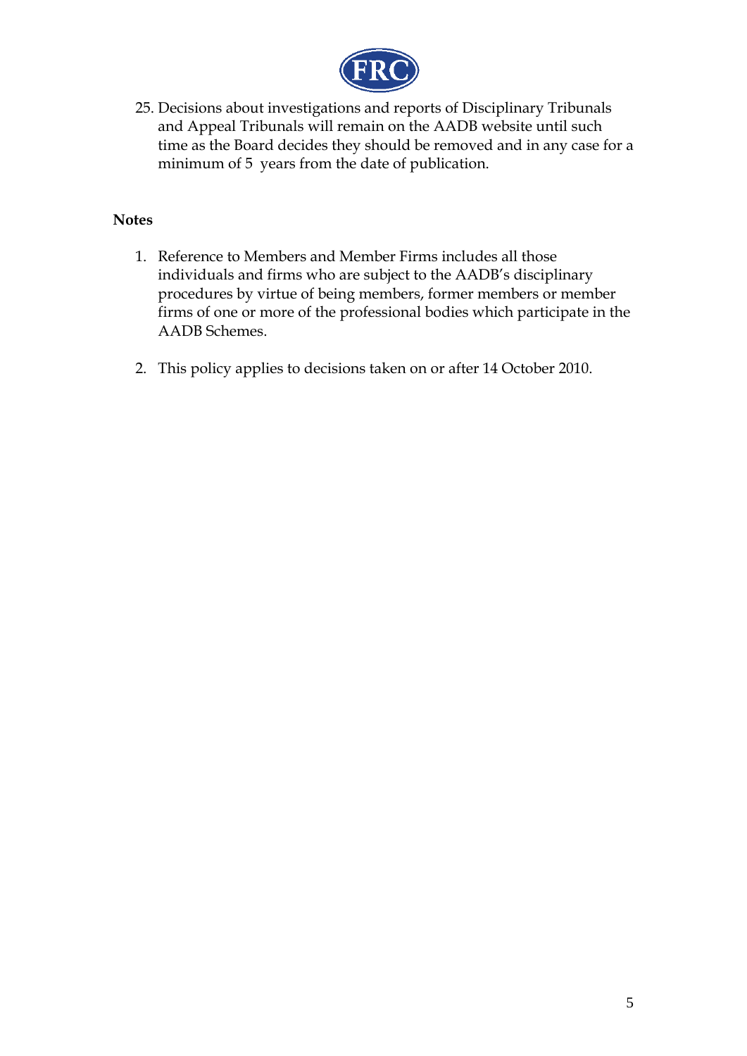25. Decisions about investigations and reports of Disciplinary Tribunals and Appeal Tribunals will remain on the AADB website until such time as the Board decides they should be removed and in any case for a minimum of 5 years from the date of publication.

**Notes**

1. Reference to Members and Member Firms includes all those individuals and firms who are subject to the AADB's disciplinary procedures by virtue of being members, former members or member firms of one or more of the professional bodies which participate in the AADB Schemes.

2. This policy applies to decisions taken on or after 14 October 2010.